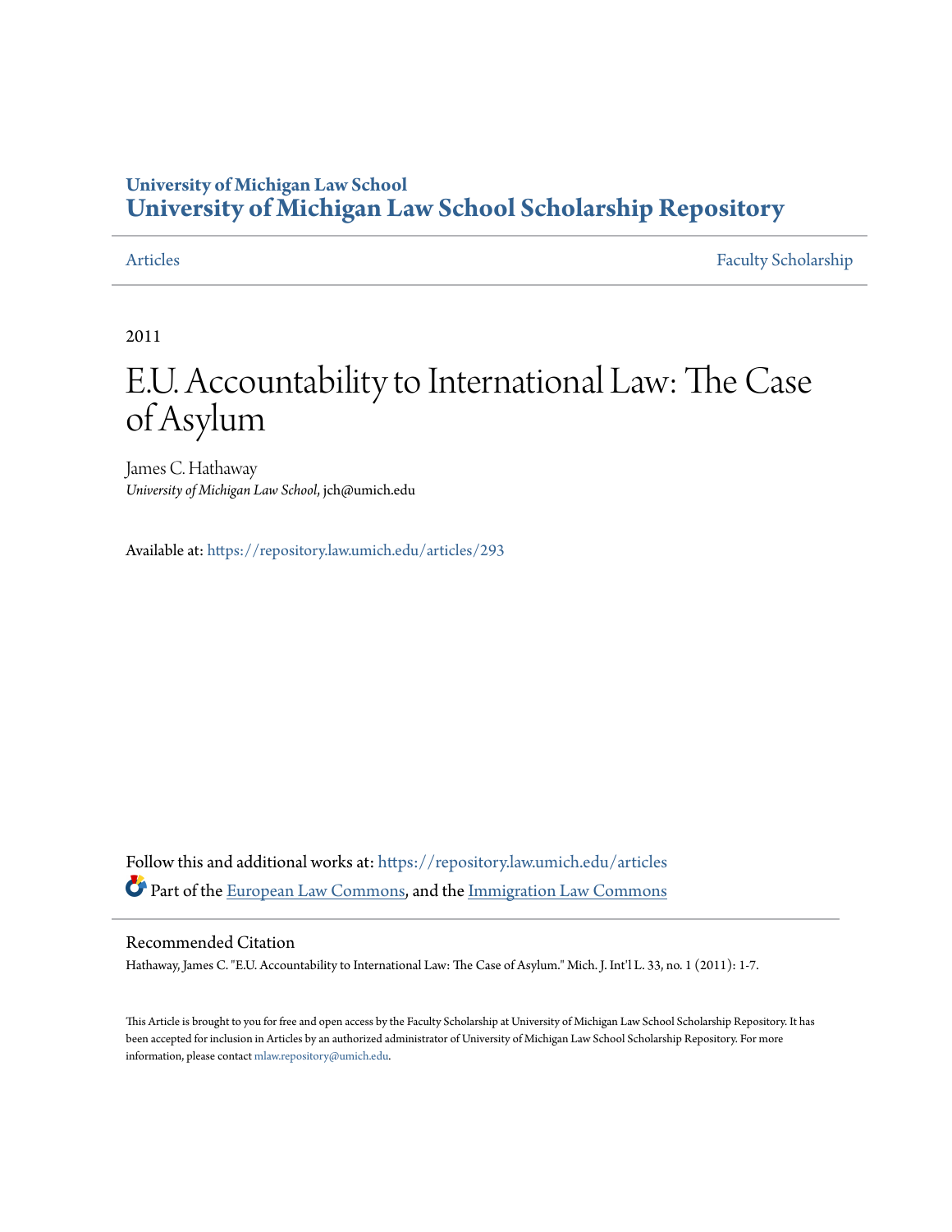University of Michigan Law School
# University of Michigan Law School Scholarship Repository

Articles | Faculty Scholarship

2011

# E.U. Accountability to International Law: The Case of Asylum

James C. Hathaway
*University of Michigan Law School*, jch@umich.edu

Available at: https://repository.law.umich.edu/articles/293

Follow this and additional works at: https://repository.law.umich.edu/articles

Part of the European Law Commons, and the Immigration Law Commons

## Recommended Citation

Hathaway, James C. "E.U. Accountability to International Law: The Case of Asylum." Mich. J. Int'l L. 33, no. 1 (2011): 1-7.

This Article is brought to you for free and open access by the Faculty Scholarship at University of Michigan Law School Scholarship Repository. It has been accepted for inclusion in Articles by an authorized administrator of University of Michigan Law School Scholarship Repository. For more information, please contact mlaw.repository@umich.edu.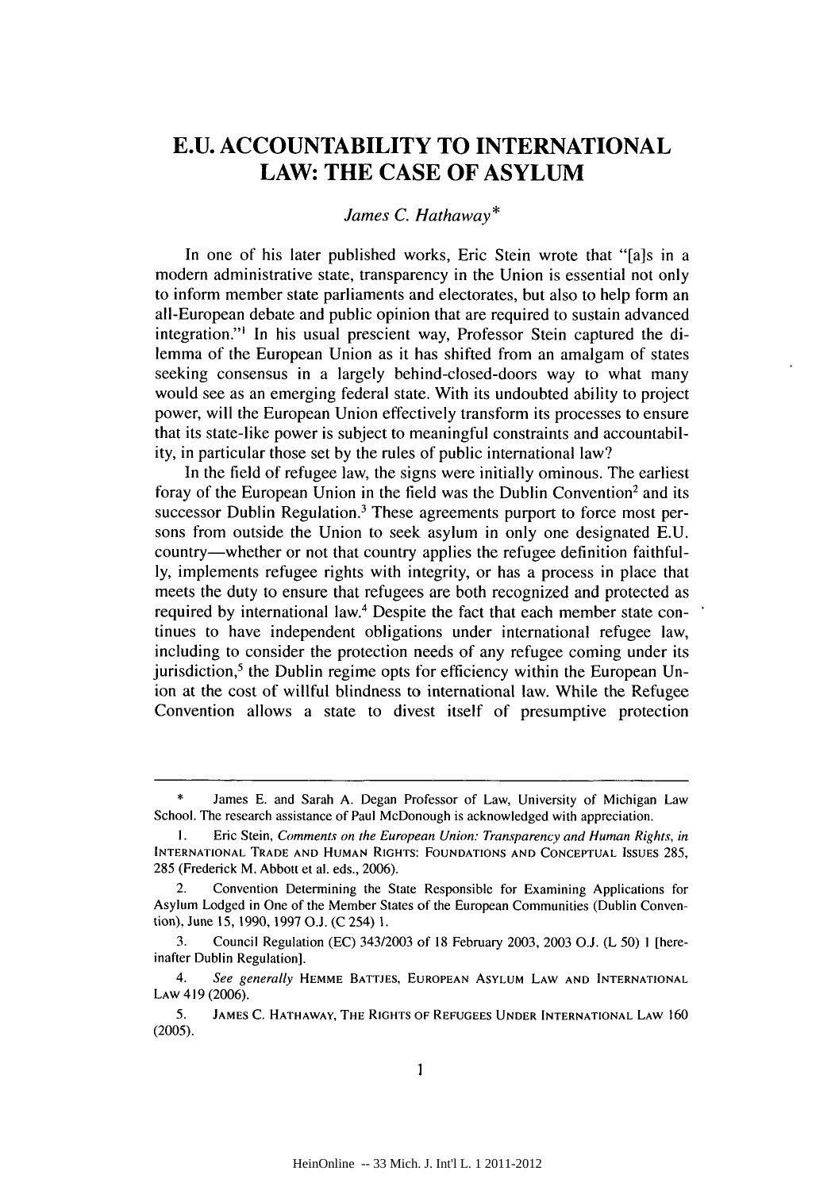# E.U. ACCOUNTABILITY TO INTERNATIONAL LAW: THE CASE OF ASYLUM

*James C. Hathaway**

In one of his later published works, Eric Stein wrote that "[a]s in a modern administrative state, transparency in the Union is essential not only to inform member state parliaments and electorates, but also to help form an all-European debate and public opinion that are required to sustain advanced integration."[1] In his usual prescient way, Professor Stein captured the dilemma of the European Union as it has shifted from an amalgam of states seeking consensus in a largely behind-closed-doors way to what many would see as an emerging federal state. With its undoubted ability to project power, will the European Union effectively transform its processes to ensure that its state-like power is subject to meaningful constraints and accountability, in particular those set by the rules of public international law?

In the field of refugee law, the signs were initially ominous. The earliest foray of the European Union in the field was the Dublin Convention[2] and its successor Dublin Regulation.[3] These agreements purport to force most persons from outside the Union to seek asylum in only one designated E.U. country—whether or not that country applies the refugee definition faithfully, implements refugee rights with integrity, or has a process in place that meets the duty to ensure that refugees are both recognized and protected as required by international law.[4] Despite the fact that each member state continues to have independent obligations under international refugee law, including to consider the protection needs of any refugee coming under its jurisdiction,[5] the Dublin regime opts for efficiency within the European Union at the cost of willful blindness to international law. While the Refugee Convention allows a state to divest itself of presumptive protection

---

\* James E. and Sarah A. Degan Professor of Law, University of Michigan Law School. The research assistance of Paul McDonough is acknowledged with appreciation.

1. Eric Stein, *Comments on the European Union: Transparency and Human Rights*, *in* INTERNATIONAL TRADE AND HUMAN RIGHTS: FOUNDATIONS AND CONCEPTUAL ISSUES 285, 285 (Frederick M. Abbott et al. eds., 2006).

2. Convention Determining the State Responsible for Examining Applications for Asylum Lodged in One of the Member States of the European Communities (Dublin Convention), June 15, 1990, 1997 O.J. (C 254) 1.

3. Council Regulation (EC) 343/2003 of 18 February 2003, 2003 O.J. (L 50) 1 [hereinafter Dublin Regulation].

4. *See generally* HEMME BATTJES, EUROPEAN ASYLUM LAW AND INTERNATIONAL LAW 419 (2006).

5. JAMES C. HATHAWAY, THE RIGHTS OF REFUGEES UNDER INTERNATIONAL LAW 160 (2005).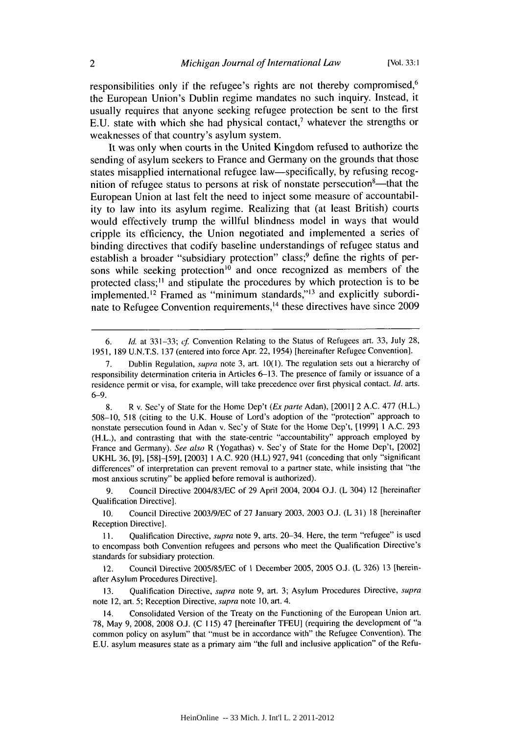responsibilities only if the refugee's rights are not thereby compromised,[6] the European Union's Dublin regime mandates no such inquiry. Instead, it usually requires that anyone seeking refugee protection be sent to the first E.U. state with which she had physical contact,[7] whatever the strengths or weaknesses of that country's asylum system.

It was only when courts in the United Kingdom refused to authorize the sending of asylum seekers to France and Germany on the grounds that those states misapplied international refugee law—specifically, by refusing recognition of refugee status to persons at risk of nonstate persecution[8]—that the European Union at last felt the need to inject some measure of accountability to law into its asylum regime. Realizing that (at least British) courts would effectively trump the willful blindness model in ways that would cripple its efficiency, the Union negotiated and implemented a series of binding directives that codify baseline understandings of refugee status and establish a broader "subsidiary protection" class;[9] define the rights of persons while seeking protection[10] and once recognized as members of the protected class;[11] and stipulate the procedures by which protection is to be implemented.[12] Framed as "minimum standards,"[13] and explicitly subordinate to Refugee Convention requirements,[14] these directives have since 2009

---

6. *Id.* at 331–33; *cf.* Convention Relating to the Status of Refugees art. 33, July 28, 1951, 189 U.N.T.S. 137 (entered into force Apr. 22, 1954) [hereinafter Refugee Convention].

7. Dublin Regulation, *supra* note 3, art. 10(1). The regulation sets out a hierarchy of responsibility determination criteria in Articles 6–13. The presence of family or issuance of a residence permit or visa, for example, will take precedence over first physical contact. *Id.* arts. 6–9.

8. R v. Sec'y of State for the Home Dep't (*Ex parte* Adan), [2001] 2 A.C. 477 (H.L.) 508–10, 518 (citing to the U.K. House of Lord's adoption of the "protection" approach to nonstate persecution found in Adan v. Sec'y of State for the Home Dep't, [1999] 1 A.C. 293 (H.L.), and contrasting that with the state-centric "accountability" approach employed by France and Germany). *See also* R (Yogathas) v. Sec'y of State for the Home Dep't, [2002] UKHL 36, [9], [58]–[59], [2003] 1 A.C. 920 (H.L) 927, 941 (conceding that only "significant differences" of interpretation can prevent removal to a partner state, while insisting that "the most anxious scrutiny" be applied before removal is authorized).

9. Council Directive 2004/83/EC of 29 April 2004, 2004 O.J. (L 304) 12 [hereinafter Qualification Directive].

10. Council Directive 2003/9/EC of 27 January 2003, 2003 O.J. (L 31) 18 [hereinafter Reception Directive].

11. Qualification Directive, *supra* note 9, arts. 20–34. Here, the term "refugee" is used to encompass both Convention refugees and persons who meet the Qualification Directive's standards for subsidiary protection.

12. Council Directive 2005/85/EC of 1 December 2005, 2005 O.J. (L 326) 13 [hereinafter Asylum Procedures Directive].

13. Qualification Directive, *supra* note 9, art. 3; Asylum Procedures Directive, *supra* note 12, art. 5; Reception Directive, *supra* note 10, art. 4.

14. Consolidated Version of the Treaty on the Functioning of the European Union art. 78, May 9, 2008, 2008 O.J. (C 115) 47 [hereinafter TFEU] (requiring the development of "a common policy on asylum" that "must be in accordance with" the Refugee Convention). The E.U. asylum measures state as a primary aim "the full and inclusive application" of the Refu-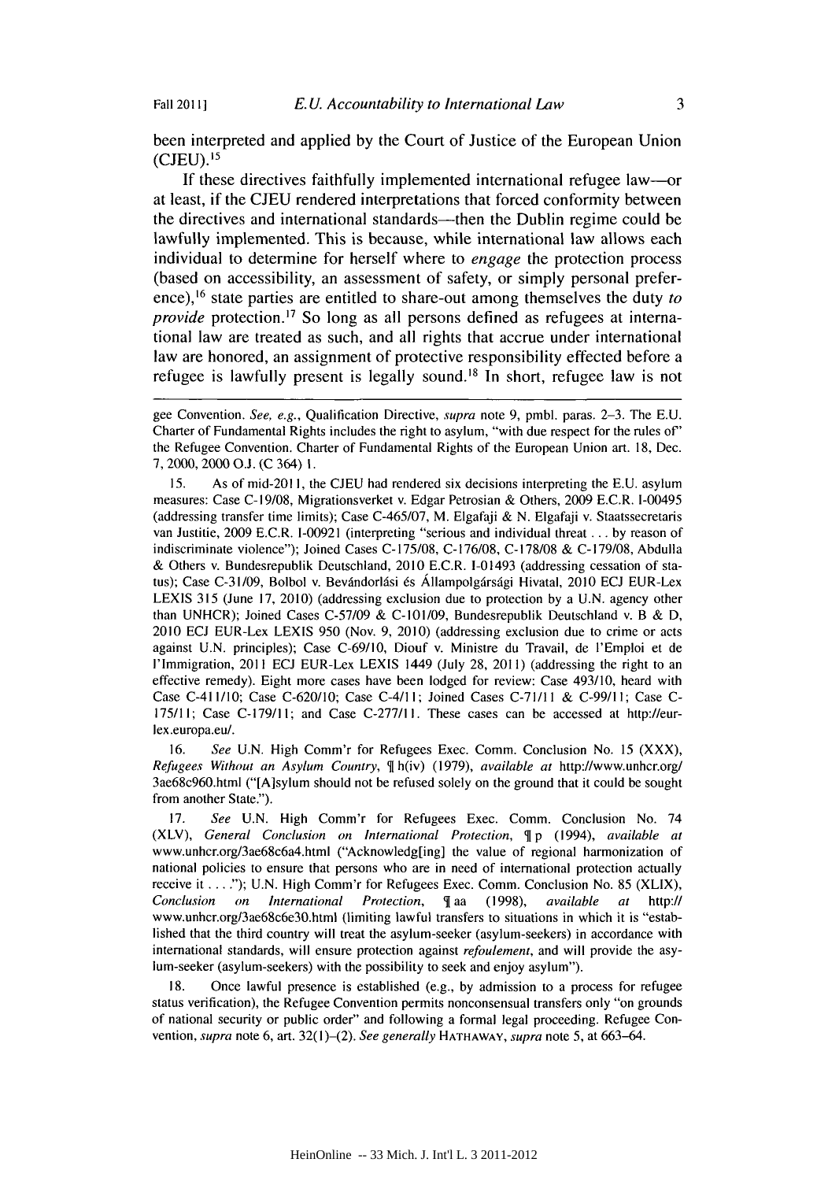been interpreted and applied by the Court of Justice of the European Union (CJEU).[15]

If these directives faithfully implemented international refugee law—or at least, if the CJEU rendered interpretations that forced conformity between the directives and international standards—then the Dublin regime could be lawfully implemented. This is because, while international law allows each individual to determine for herself where to *engage* the protection process (based on accessibility, an assessment of safety, or simply personal preference),[16] state parties are entitled to share-out among themselves the duty *to provide* protection.[17] So long as all persons defined as refugees at international law are treated as such, and all rights that accrue under international law are honored, an assignment of protective responsibility effected before a refugee is lawfully present is legally sound.[18] In short, refugee law is not

---

gee Convention. *See, e.g.*, Qualification Directive, *supra* note 9, pmbl. paras. 2–3. The E.U. Charter of Fundamental Rights includes the right to asylum, "with due respect for the rules of" the Refugee Convention. Charter of Fundamental Rights of the European Union art. 18, Dec. 7, 2000, 2000 O.J. (C 364) 1.

15. As of mid-2011, the CJEU had rendered six decisions interpreting the E.U. asylum measures: Case C-19/08, Migrationsverket v. Edgar Petrosian & Others, 2009 E.C.R. I-00495 (addressing transfer time limits); Case C-465/07, M. Elgafaji & N. Elgafaji v. Staatssecretaris van Justitie, 2009 E.C.R. I-00921 (interpreting "serious and individual threat . . . by reason of indiscriminate violence"); Joined Cases C-175/08, C-176/08, C-178/08 & C-179/08, Abdulla & Others v. Bundesrepublik Deutschland, 2010 E.C.R. I-01493 (addressing cessation of status); Case C-31/09, Bolbol v. Bevándorlási és Állampolgársági Hivatal, 2010 ECJ EUR-Lex LEXIS 315 (June 17, 2010) (addressing exclusion due to protection by a U.N. agency other than UNHCR); Joined Cases C-57/09 & C-101/09, Bundesrepublik Deutschland v. B & D, 2010 ECJ EUR-Lex LEXIS 950 (Nov. 9, 2010) (addressing exclusion due to crime or acts against U.N. principles); Case C-69/10, Diouf v. Ministre du Travail, de l'Emploi et de l'Immigration, 2011 ECJ EUR-Lex LEXIS 1449 (July 28, 2011) (addressing the right to an effective remedy). Eight more cases have been lodged for review: Case 493/10, heard with Case C-411/10; Case C-620/10; Case C-4/11; Joined Cases C-71/11 & C-99/11; Case C-175/11; Case C-179/11; and Case C-277/11. These cases can be accessed at http://eur-lex.europa.eu/.

16. *See* U.N. High Comm'r for Refugees Exec. Comm. Conclusion No. 15 (XXX), *Refugees Without an Asylum Country*, ¶ h(iv) (1979), *available at* http://www.unhcr.org/3ae68c960.html ("[A]sylum should not be refused solely on the ground that it could be sought from another State.").

17. *See* U.N. High Comm'r for Refugees Exec. Comm. Conclusion No. 74 (XLV), *General Conclusion on International Protection*, ¶ p (1994), *available at* www.unhcr.org/3ae68c6a4.html ("Acknowledg[ing] the value of regional harmonization of national policies to ensure that persons who are in need of international protection actually receive it . . . ."); U.N. High Comm'r for Refugees Exec. Comm. Conclusion No. 85 (XLIX), *Conclusion on International Protection*, ¶ aa (1998), *available at* http://www.unhcr.org/3ae68c6e30.html (limiting lawful transfers to situations in which it is "established that the third country will treat the asylum-seeker (asylum-seekers) in accordance with international standards, will ensure protection against *refoulement*, and will provide the asylum-seeker (asylum-seekers) with the possibility to seek and enjoy asylum").

18. Once lawful presence is established (e.g., by admission to a process for refugee status verification), the Refugee Convention permits nonconsensual transfers only "on grounds of national security or public order" and following a formal legal proceeding. Refugee Convention, *supra* note 6, art. 32(1)–(2). *See generally* HATHAWAY, *supra* note 5, at 663–64.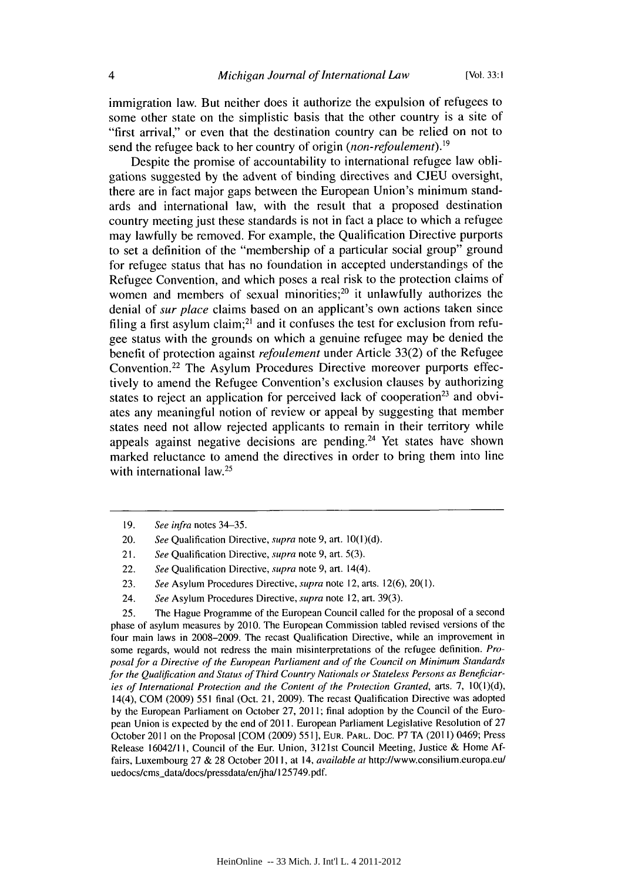immigration law. But neither does it authorize the expulsion of refugees to some other state on the simplistic basis that the other country is a site of "first arrival," or even that the destination country can be relied on not to send the refugee back to her country of origin (*non-refoulement*).[19]

Despite the promise of accountability to international refugee law obligations suggested by the advent of binding directives and CJEU oversight, there are in fact major gaps between the European Union's minimum standards and international law, with the result that a proposed destination country meeting just these standards is not in fact a place to which a refugee may lawfully be removed. For example, the Qualification Directive purports to set a definition of the "membership of a particular social group" ground for refugee status that has no foundation in accepted understandings of the Refugee Convention, and which poses a real risk to the protection claims of women and members of sexual minorities;[20] it unlawfully authorizes the denial of *sur place* claims based on an applicant's own actions taken since filing a first asylum claim;[21] and it confuses the test for exclusion from refugee status with the grounds on which a genuine refugee may be denied the benefit of protection against *refoulement* under Article 33(2) of the Refugee Convention.[22] The Asylum Procedures Directive moreover purports effectively to amend the Refugee Convention's exclusion clauses by authorizing states to reject an application for perceived lack of cooperation[23] and obviates any meaningful notion of review or appeal by suggesting that member states need not allow rejected applicants to remain in their territory while appeals against negative decisions are pending.[24] Yet states have shown marked reluctance to amend the directives in order to bring them into line with international law.[25]

---

19. *See infra* notes 34–35.

20. *See* Qualification Directive, *supra* note 9, art. 10(1)(d).

21. *See* Qualification Directive, *supra* note 9, art. 5(3).

22. *See* Qualification Directive, *supra* note 9, art. 14(4).

23. *See* Asylum Procedures Directive, *supra* note 12, arts. 12(6), 20(1).

24. *See* Asylum Procedures Directive, *supra* note 12, art. 39(3).

25. The Hague Programme of the European Council called for the proposal of a second phase of asylum measures by 2010. The European Commission tabled revised versions of the four main laws in 2008–2009. The recast Qualification Directive, while an improvement in some regards, would not redress the main misinterpretations of the refugee definition. *Proposal for a Directive of the European Parliament and of the Council on Minimum Standards for the Qualification and Status of Third Country Nationals or Stateless Persons as Beneficiaries of International Protection and the Content of the Protection Granted*, arts. 7, 10(1)(d), 14(4), COM (2009) 551 final (Oct. 21, 2009). The recast Qualification Directive was adopted by the European Parliament on October 27, 2011; final adoption by the Council of the European Union is expected by the end of 2011. European Parliament Legislative Resolution of 27 October 2011 on the Proposal [COM (2009) 551], EUR. PARL. DOC. P7 TA (2011) 0469; Press Release 16042/11, Council of the Eur. Union, 3121st Council Meeting, Justice & Home Affairs, Luxembourg 27 & 28 October 2011, at 14, *available at* http://www.consilium.europa.eu/uedocs/cms_data/docs/pressdata/en/jha/125749.pdf.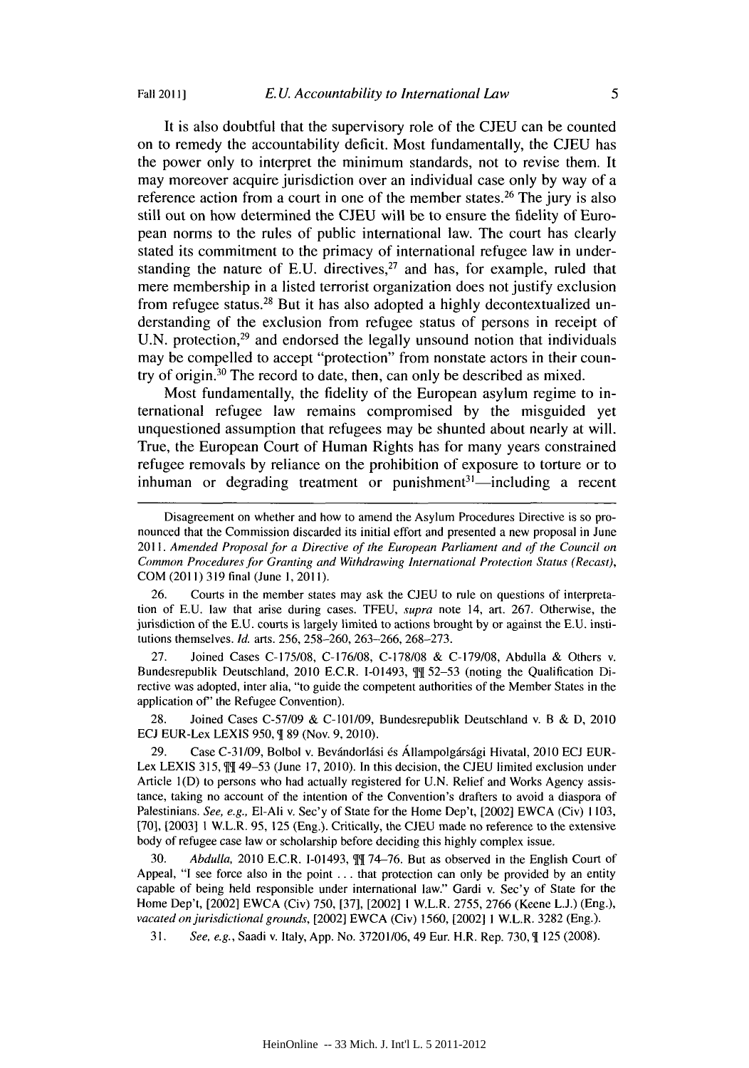It is also doubtful that the supervisory role of the CJEU can be counted on to remedy the accountability deficit. Most fundamentally, the CJEU has the power only to interpret the minimum standards, not to revise them. It may moreover acquire jurisdiction over an individual case only by way of a reference action from a court in one of the member states.[26] The jury is also still out on how determined the CJEU will be to ensure the fidelity of European norms to the rules of public international law. The court has clearly stated its commitment to the primacy of international refugee law in understanding the nature of E.U. directives,[27] and has, for example, ruled that mere membership in a listed terrorist organization does not justify exclusion from refugee status.[28] But it has also adopted a highly decontextualized understanding of the exclusion from refugee status of persons in receipt of U.N. protection,[29] and endorsed the legally unsound notion that individuals may be compelled to accept "protection" from nonstate actors in their country of origin.[30] The record to date, then, can only be described as mixed.

Most fundamentally, the fidelity of the European asylum regime to international refugee law remains compromised by the misguided yet unquestioned assumption that refugees may be shunted about nearly at will. True, the European Court of Human Rights has for many years constrained refugee removals by reliance on the prohibition of exposure to torture or to inhuman or degrading treatment or punishment[31]—including a recent

---

Disagreement on whether and how to amend the Asylum Procedures Directive is so pronounced that the Commission discarded its initial effort and presented a new proposal in June 2011. *Amended Proposal for a Directive of the European Parliament and of the Council on Common Procedures for Granting and Withdrawing International Protection Status (Recast)*, COM (2011) 319 final (June 1, 2011).

26. Courts in the member states may ask the CJEU to rule on questions of interpretation of E.U. law that arise during cases. TFEU, *supra* note 14, art. 267. Otherwise, the jurisdiction of the E.U. courts is largely limited to actions brought by or against the E.U. institutions themselves. *Id.* arts. 256, 258–260, 263–266, 268–273.

27. Joined Cases C-175/08, C-176/08, C-178/08 & C-179/08, Abdulla & Others v. Bundesrepublik Deutschland, 2010 E.C.R. I-01493, ¶¶ 52–53 (noting the Qualification Directive was adopted, inter alia, "to guide the competent authorities of the Member States in the application of" the Refugee Convention).

28. Joined Cases C-57/09 & C-101/09, Bundesrepublik Deutschland v. B & D, 2010 ECJ EUR-Lex LEXIS 950, ¶ 89 (Nov. 9, 2010).

29. Case C-31/09, Bolbol v. Bevándorlási és Állampolgársági Hivatal, 2010 ECJ EUR-Lex LEXIS 315, ¶¶ 49–53 (June 17, 2010). In this decision, the CJEU limited exclusion under Article 1(D) to persons who had actually registered for U.N. Relief and Works Agency assistance, taking no account of the intention of the Convention's drafters to avoid a diaspora of Palestinians. *See, e.g.*, El-Ali v. Sec'y of State for the Home Dep't, [2002] EWCA (Civ) 1103, [70], [2003] 1 W.L.R. 95, 125 (Eng.). Critically, the CJEU made no reference to the extensive body of refugee case law or scholarship before deciding this highly complex issue.

30. *Abdulla*, 2010 E.C.R. I-01493, ¶¶ 74–76. But as observed in the English Court of Appeal, "I see force also in the point . . . that protection can only be provided by an entity capable of being held responsible under international law." Gardi v. Sec'y of State for the Home Dep't, [2002] EWCA (Civ) 750, [37], [2002] 1 W.L.R. 2755, 2766 (Keene L.J.) (Eng.), *vacated on jurisdictional grounds*, [2002] EWCA (Civ) 1560, [2002] 1 W.L.R. 3282 (Eng.).

31. *See, e.g.*, Saadi v. Italy, App. No. 37201/06, 49 Eur. H.R. Rep. 730, ¶ 125 (2008).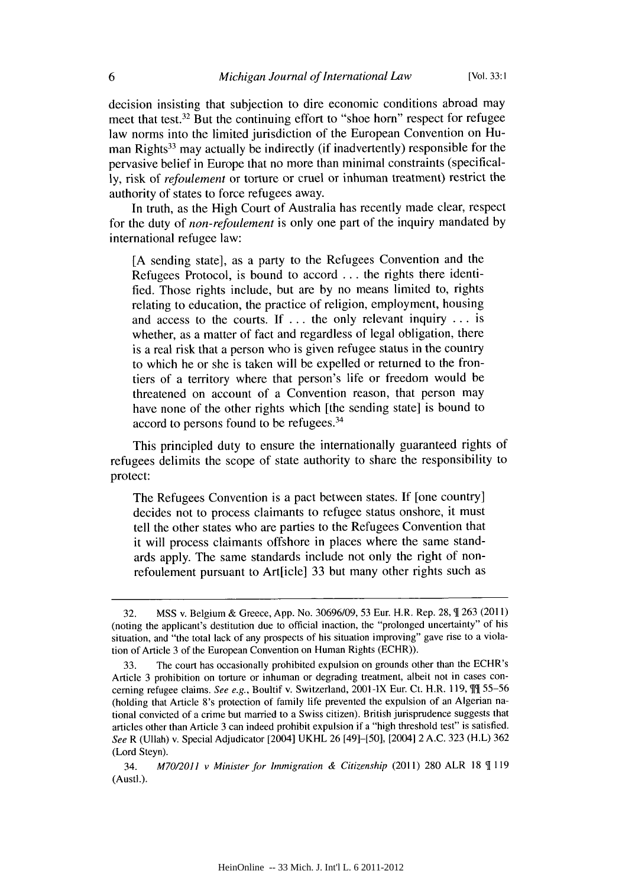decision insisting that subjection to dire economic conditions abroad may meet that test.[32] But the continuing effort to "shoe horn" respect for refugee law norms into the limited jurisdiction of the European Convention on Human Rights[33] may actually be indirectly (if inadvertently) responsible for the pervasive belief in Europe that no more than minimal constraints (specifically, risk of *refoulement* or torture or cruel or inhuman treatment) restrict the authority of states to force refugees away.

In truth, as the High Court of Australia has recently made clear, respect for the duty of *non-refoulement* is only one part of the inquiry mandated by international refugee law:

> [A sending state], as a party to the Refugees Convention and the Refugees Protocol, is bound to accord . . . the rights there identified. Those rights include, but are by no means limited to, rights relating to education, the practice of religion, employment, housing and access to the courts. If . . . the only relevant inquiry . . . is whether, as a matter of fact and regardless of legal obligation, there is a real risk that a person who is given refugee status in the country to which he or she is taken will be expelled or returned to the frontiers of a territory where that person's life or freedom would be threatened on account of a Convention reason, that person may have none of the other rights which [the sending state] is bound to accord to persons found to be refugees.[34]

This principled duty to ensure the internationally guaranteed rights of refugees delimits the scope of state authority to share the responsibility to protect:

> The Refugees Convention is a pact between states. If [one country] decides not to process claimants to refugee status onshore, it must tell the other states who are parties to the Refugees Convention that it will process claimants offshore in places where the same standards apply. The same standards include not only the right of non-refoulement pursuant to Art[icle] 33 but many other rights such as

---

32. MSS v. Belgium & Greece, App. No. 30696/09, 53 Eur. H.R. Rep. 28, ¶ 263 (2011) (noting the applicant's destitution due to official inaction, the "prolonged uncertainty" of his situation, and "the total lack of any prospects of his situation improving" gave rise to a violation of Article 3 of the European Convention on Human Rights (ECHR)).

33. The court has occasionally prohibited expulsion on grounds other than the ECHR's Article 3 prohibition on torture or inhuman or degrading treatment, albeit not in cases concerning refugee claims. *See e.g.*, Boultif v. Switzerland, 2001-IX Eur. Ct. H.R. 119, ¶¶ 55–56 (holding that Article 8's protection of family life prevented the expulsion of an Algerian national convicted of a crime but married to a Swiss citizen). British jurisprudence suggests that articles other than Article 3 can indeed prohibit expulsion if a "high threshold test" is satisfied. *See* R (Ullah) v. Special Adjudicator [2004] UKHL 26 [49]–[50], [2004] 2 A.C. 323 (H.L) 362 (Lord Steyn).

34. *M70/2011 v Minister for Immigration & Citizenship* (2011) 280 ALR 18 ¶ 119 (Austl.).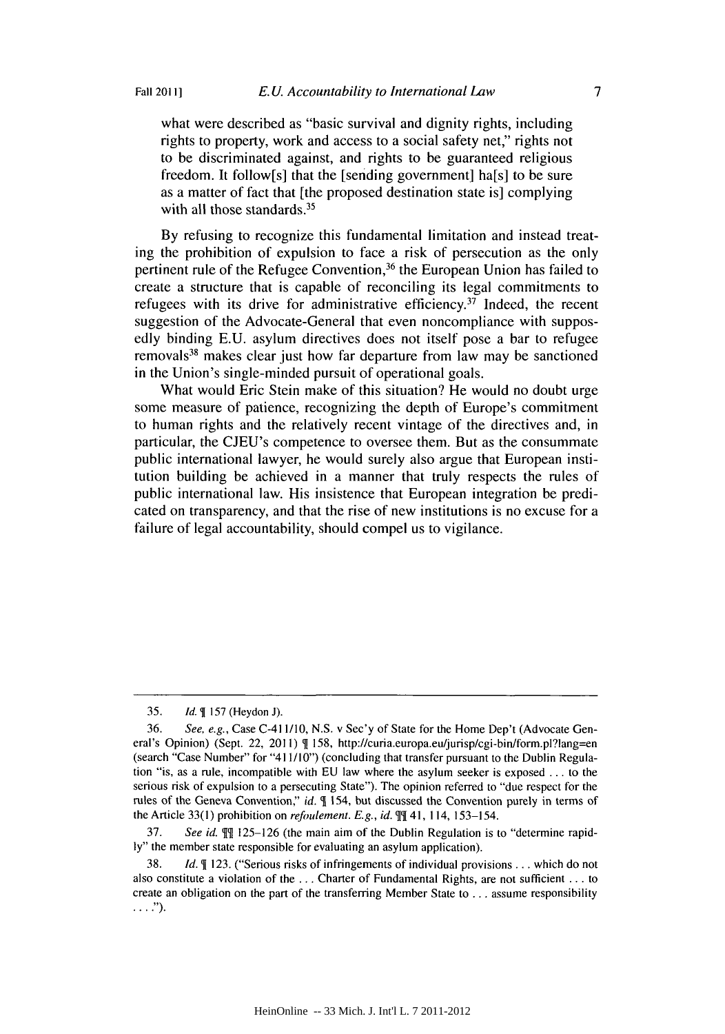> what were described as "basic survival and dignity rights, including rights to property, work and access to a social safety net," rights not to be discriminated against, and rights to be guaranteed religious freedom. It follow[s] that the [sending government] ha[s] to be sure as a matter of fact that [the proposed destination state is] complying with all those standards.[35]

By refusing to recognize this fundamental limitation and instead treating the prohibition of expulsion to face a risk of persecution as the only pertinent rule of the Refugee Convention,[36] the European Union has failed to create a structure that is capable of reconciling its legal commitments to refugees with its drive for administrative efficiency.[37] Indeed, the recent suggestion of the Advocate-General that even noncompliance with supposedly binding E.U. asylum directives does not itself pose a bar to refugee removals[38] makes clear just how far departure from law may be sanctioned in the Union's single-minded pursuit of operational goals.

What would Eric Stein make of this situation? He would no doubt urge some measure of patience, recognizing the depth of Europe's commitment to human rights and the relatively recent vintage of the directives and, in particular, the CJEU's competence to oversee them. But as the consummate public international lawyer, he would surely also argue that European institution building be achieved in a manner that truly respects the rules of public international law. His insistence that European integration be predicated on transparency, and that the rise of new institutions is no excuse for a failure of legal accountability, should compel us to vigilance.

---

35. *Id.* ¶ 157 (Heydon J).

36. *See, e.g.*, Case C-411/10, N.S. v Sec'y of State for the Home Dep't (Advocate General's Opinion) (Sept. 22, 2011) ¶ 158, http://curia.europa.eu/jurisp/cgi-bin/form.pl?lang=en (search "Case Number" for "411/10") (concluding that transfer pursuant to the Dublin Regulation "is, as a rule, incompatible with EU law where the asylum seeker is exposed . . . to the serious risk of expulsion to a persecuting State"). The opinion referred to "due respect for the rules of the Geneva Convention," *id.* ¶ 154, but discussed the Convention purely in terms of the Article 33(1) prohibition on *refoulement*. *E.g.*, *id.* ¶¶ 41, 114, 153–154.

37. *See id.* ¶¶ 125–126 (the main aim of the Dublin Regulation is to "determine rapidly" the member state responsible for evaluating an asylum application).

38. *Id.* ¶ 123. ("Serious risks of infringements of individual provisions . . . which do not also constitute a violation of the . . . Charter of Fundamental Rights, are not sufficient . . . to create an obligation on the part of the transferring Member State to . . . assume responsibility . . . .").